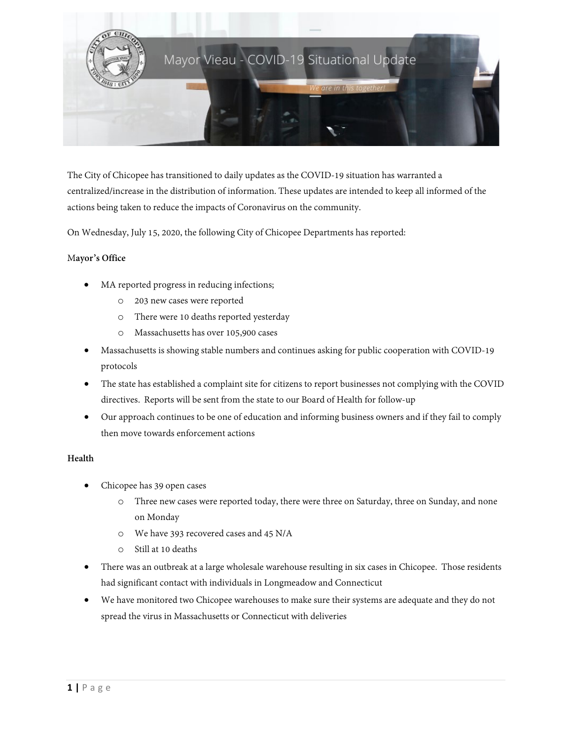# Mayor Vieau - COVID-19 Situational Update

*We are in this together!*

The City of Chicopee has transitioned to daily updates as the COVID-19 situation has warranted a centralized/increase in the distribution of information. These updates are intended to keep all informed of the actions being taken to reduce the impacts of Coronavirus on the community.

On Wednesday, July 15, 2020, the following City of Chicopee Departments has reported:

**Mayor's Office**

- MA reported progress in reducing infections;
  - 203 new cases were reported
  - There were 10 deaths reported yesterday
  - Massachusetts has over 105,900 cases
- Massachusetts is showing stable numbers and continues asking for public cooperation with COVID-19 protocols
- The state has established a complaint site for citizens to report businesses not complying with the COVID directives. Reports will be sent from the state to our Board of Health for follow-up
- Our approach continues to be one of education and informing business owners and if they fail to comply then move towards enforcement actions

**Health**

- Chicopee has 39 open cases
  - Three new cases were reported today, there were three on Saturday, three on Sunday, and none on Monday
  - We have 393 recovered cases and 45 N/A
  - Still at 10 deaths
- There was an outbreak at a large wholesale warehouse resulting in six cases in Chicopee. Those residents had significant contact with individuals in Longmeadow and Connecticut
- We have monitored two Chicopee warehouses to make sure their systems are adequate and they do not spread the virus in Massachusetts or Connecticut with deliveries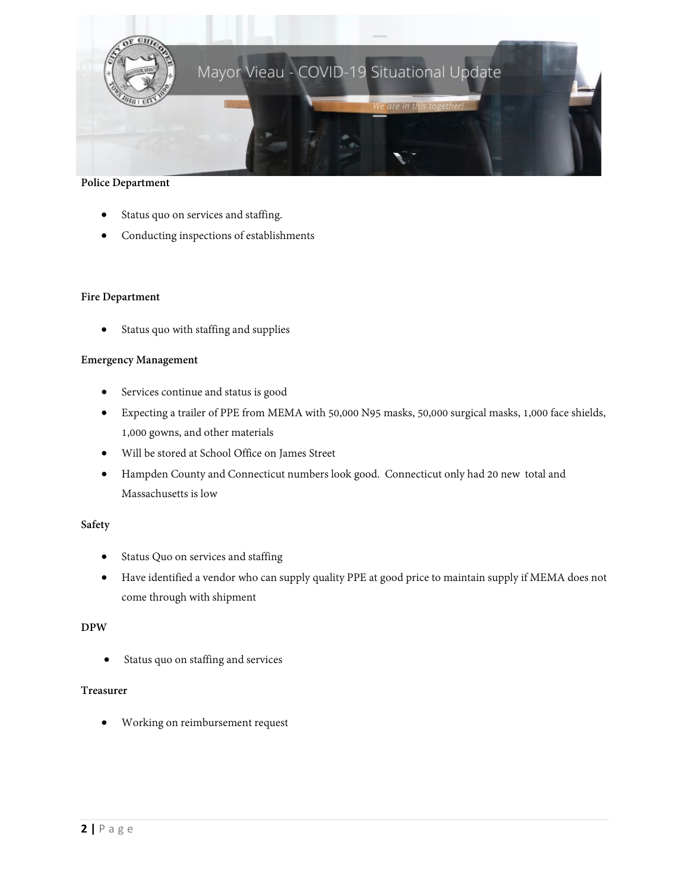**Police Department**

- Status quo on services and staffing.
- Conducting inspections of establishments

**Fire Department**

- Status quo with staffing and supplies

**Emergency Management**

- Services continue and status is good
- Expecting a trailer of PPE from MEMA with 50,000 N95 masks, 50,000 surgical masks, 1,000 face shields, 1,000 gowns, and other materials
- Will be stored at School Office on James Street
- Hampden County and Connecticut numbers look good. Connecticut only had 20 new total and Massachusetts is low

**Safety**

- Status Quo on services and staffing
- Have identified a vendor who can supply quality PPE at good price to maintain supply if MEMA does not come through with shipment

**DPW**

- Status quo on staffing and services

**Treasurer**

- Working on reimbursement request